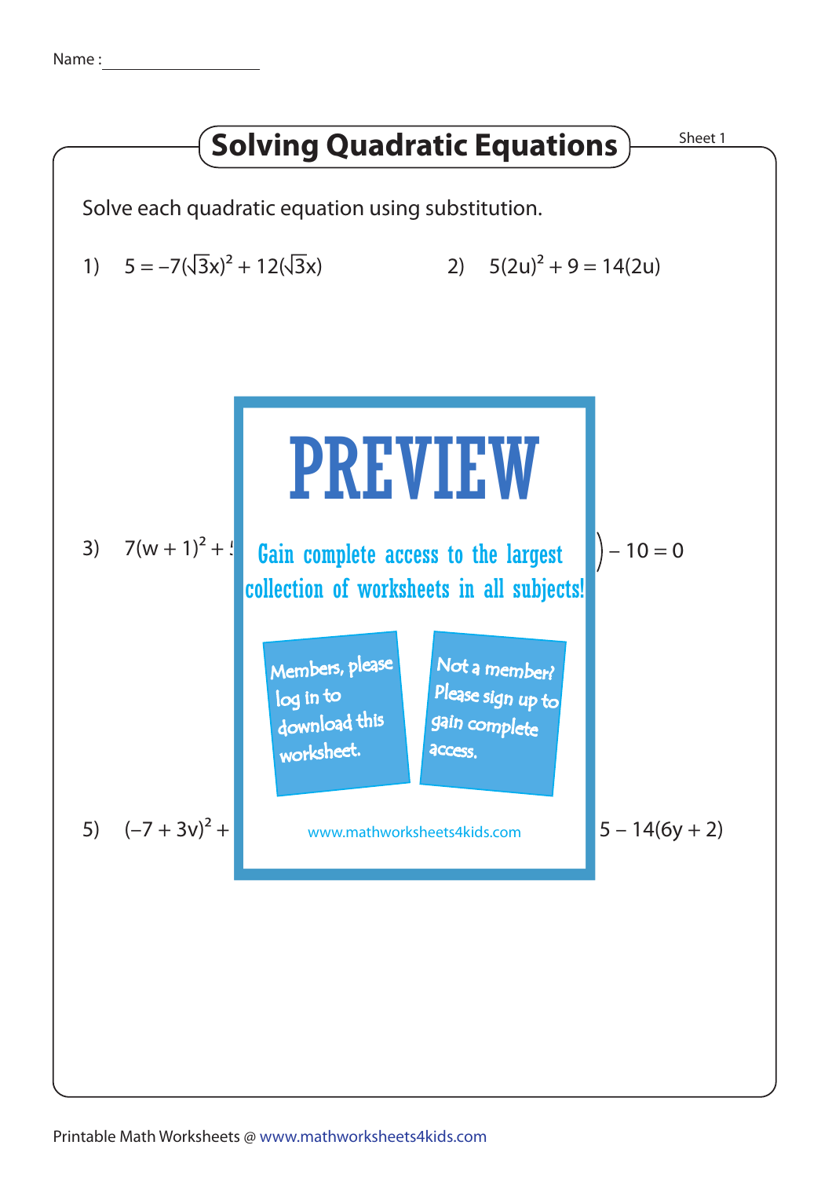Name :

# Solving Quadratic Equations

Sheet 1

Solve each quadratic equation using substitution.

1) $5 = -7(\sqrt{3}x)^2 + 12(\sqrt{3}x)$

2) $5(2u)^2 + 9 = 14(2u)$

3) $7(w + 1)^2 + 5$ ... $) - 10 = 0$

5) $(-7 + 3v)^2 +$ ... $5 - 14(6y + 2)$

PREVIEW

Gain complete access to the largest collection of worksheets in all subjects!

Members, please log in to download this worksheet.

Not a member? Please sign up to gain complete access.

www.mathworksheets4kids.com

Printable Math Worksheets @ www.mathworksheets4kids.com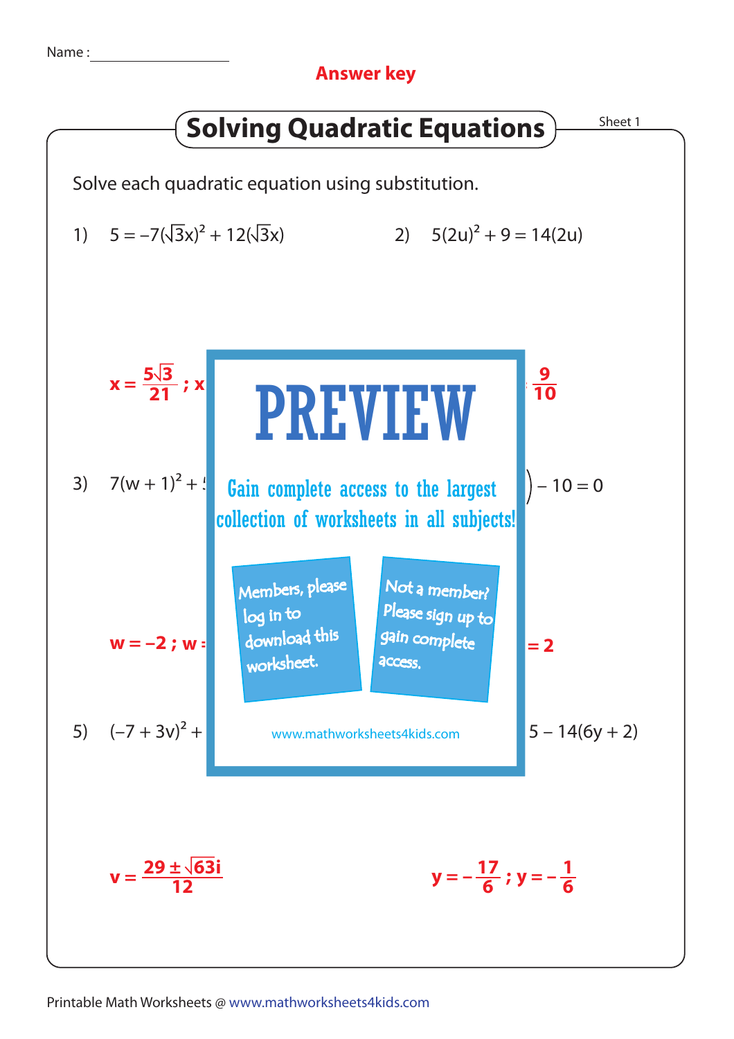Name :

Answer key

# Solving Quadratic Equations

Sheet 1

Solve each quadratic equation using substitution.

1) $5 = -7(\sqrt{3}x)^2 + 12(\sqrt{3}x)$

2) $5(2u)^2 + 9 = 14(2u)$

$x = \frac{5\sqrt{3}}{21}$ ; x

$\frac{9}{10}$

3) $7(w + 1)^2 +$

$) - 10 = 0$

PREVIEW

Gain complete access to the largest collection of worksheets in all subjects!

Members, please log in to download this worksheet.

Not a member? Please sign up to gain complete access.

www.mathworksheets4kids.com

$w = -2$ ; w

$= 2$

5) $(-7 + 3v)^2 +$

$5 - 14(6y + 2)$

$v = \frac{29 \pm \sqrt{63}i}{12}$

$y = -\frac{17}{6}$ ; $y = -\frac{1}{6}$

Printable Math Worksheets @ www.mathworksheets4kids.com